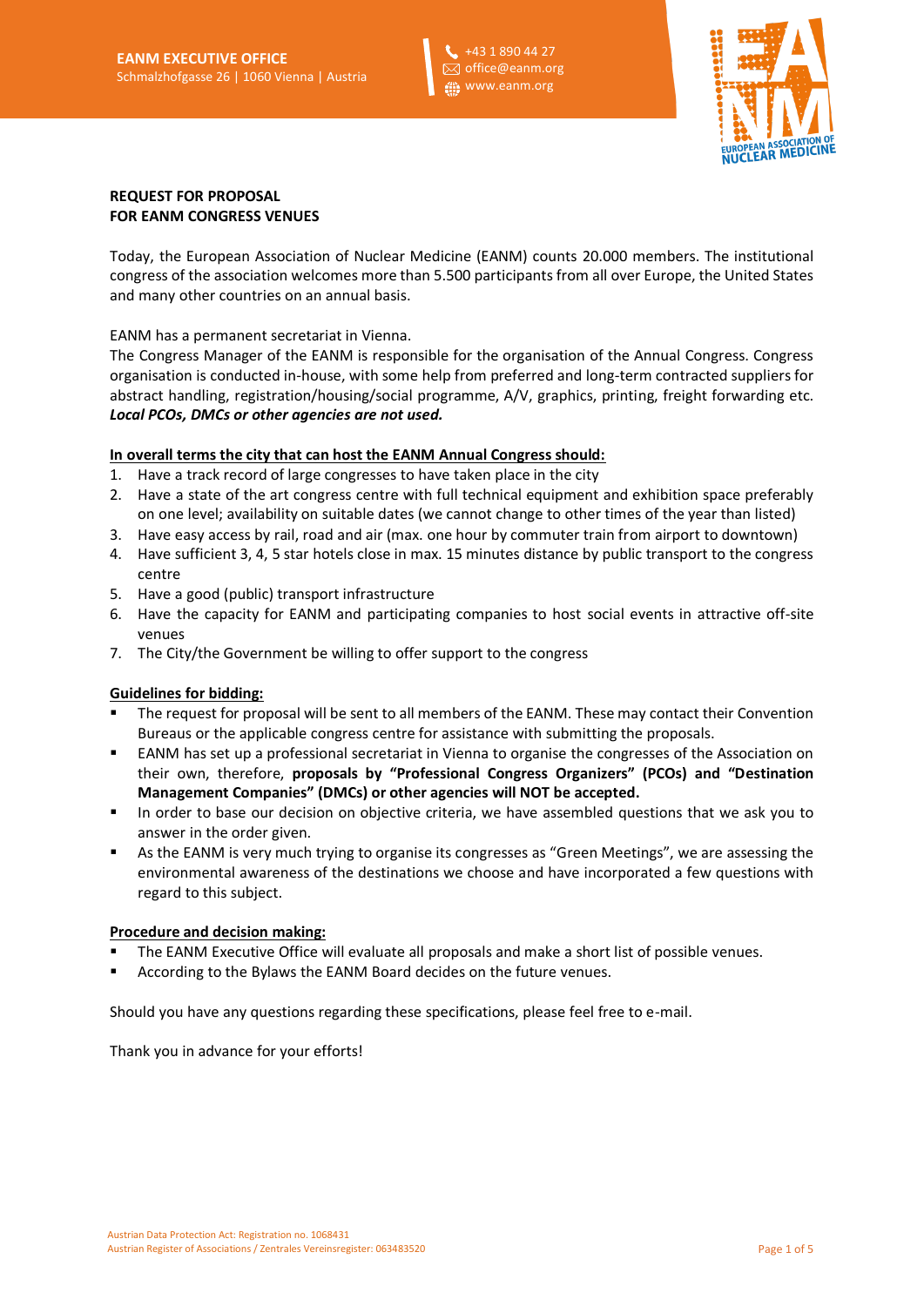**EANM EXECUTIVE OFFICE**
Schmalzhofgasse 26 | 1060 Vienna | Austria

+43 1 890 44 27
office@eanm.org
www.eanm.org

**REQUEST FOR PROPOSAL**
**FOR EANM CONGRESS VENUES**

Today, the European Association of Nuclear Medicine (EANM) counts 20.000 members. The institutional congress of the association welcomes more than 5.500 participants from all over Europe, the United States and many other countries on an annual basis.

EANM has a permanent secretariat in Vienna.
The Congress Manager of the EANM is responsible for the organisation of the Annual Congress. Congress organisation is conducted in-house, with some help from preferred and long-term contracted suppliers for abstract handling, registration/housing/social programme, A/V, graphics, printing, freight forwarding etc. ***Local PCOs, DMCs or other agencies are not used.***

**In overall terms the city that can host the EANM Annual Congress should:**

1. Have a track record of large congresses to have taken place in the city
2. Have a state of the art congress centre with full technical equipment and exhibition space preferably on one level; availability on suitable dates (we cannot change to other times of the year than listed)
3. Have easy access by rail, road and air (max. one hour by commuter train from airport to downtown)
4. Have sufficient 3, 4, 5 star hotels close in max. 15 minutes distance by public transport to the congress centre
5. Have a good (public) transport infrastructure
6. Have the capacity for EANM and participating companies to host social events in attractive off-site venues
7. The City/the Government be willing to offer support to the congress

**Guidelines for bidding:**

- The request for proposal will be sent to all members of the EANM. These may contact their Convention Bureaus or the applicable congress centre for assistance with submitting the proposals.
- EANM has set up a professional secretariat in Vienna to organise the congresses of the Association on their own, therefore, **proposals by "Professional Congress Organizers" (PCOs) and "Destination Management Companies" (DMCs) or other agencies will NOT be accepted.**
- In order to base our decision on objective criteria, we have assembled questions that we ask you to answer in the order given.
- As the EANM is very much trying to organise its congresses as "Green Meetings", we are assessing the environmental awareness of the destinations we choose and have incorporated a few questions with regard to this subject.

**Procedure and decision making:**

- The EANM Executive Office will evaluate all proposals and make a short list of possible venues.
- According to the Bylaws the EANM Board decides on the future venues.

Should you have any questions regarding these specifications, please feel free to e-mail.

Thank you in advance for your efforts!

Austrian Data Protection Act: Registration no. 1068431
Austrian Register of Associations / Zentrales Vereinsregister: 063483520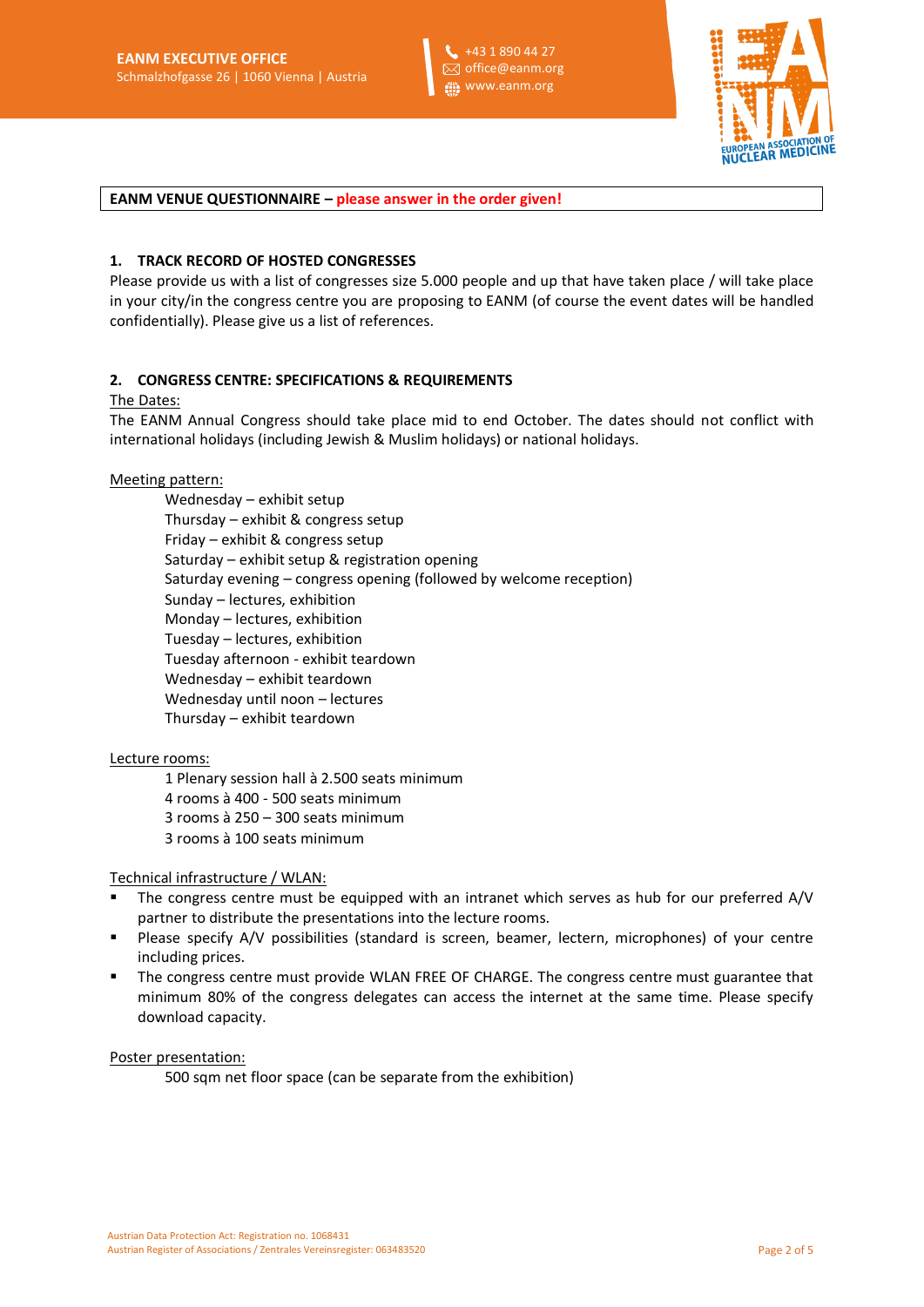**EANM VENUE QUESTIONNAIRE – please answer in the order given!**

## 1. TRACK RECORD OF HOSTED CONGRESSES

Please provide us with a list of congresses size 5.000 people and up that have taken place / will take place in your city/in the congress centre you are proposing to EANM (of course the event dates will be handled confidentially). Please give us a list of references.

## 2. CONGRESS CENTRE: SPECIFICATIONS & REQUIREMENTS

The Dates:

The EANM Annual Congress should take place mid to end October. The dates should not conflict with international holidays (including Jewish & Muslim holidays) or national holidays.

Meeting pattern:

Wednesday – exhibit setup
Thursday – exhibit & congress setup
Friday – exhibit & congress setup
Saturday – exhibit setup & registration opening
Saturday evening – congress opening (followed by welcome reception)
Sunday – lectures, exhibition
Monday – lectures, exhibition
Tuesday – lectures, exhibition
Tuesday afternoon - exhibit teardown
Wednesday – exhibit teardown
Wednesday until noon – lectures
Thursday – exhibit teardown

Lecture rooms:

1 Plenary session hall à 2.500 seats minimum
4 rooms à 400 - 500 seats minimum
3 rooms à 250 – 300 seats minimum
3 rooms à 100 seats minimum

Technical infrastructure / WLAN:

- The congress centre must be equipped with an intranet which serves as hub for our preferred A/V partner to distribute the presentations into the lecture rooms.
- Please specify A/V possibilities (standard is screen, beamer, lectern, microphones) of your centre including prices.
- The congress centre must provide WLAN FREE OF CHARGE. The congress centre must guarantee that minimum 80% of the congress delegates can access the internet at the same time. Please specify download capacity.

Poster presentation:

500 sqm net floor space (can be separate from the exhibition)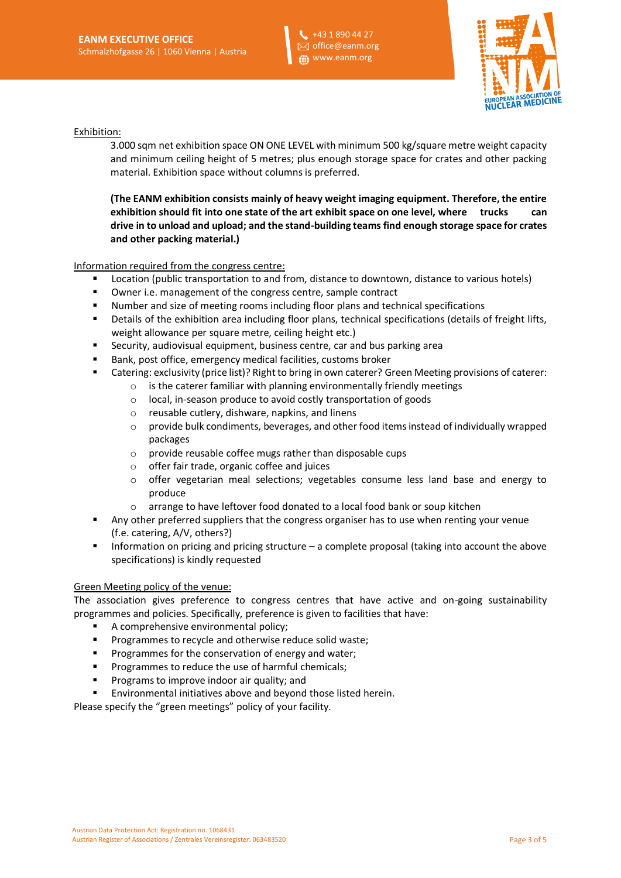Exhibition:

3.000 sqm net exhibition space ON ONE LEVEL with minimum 500 kg/square metre weight capacity and minimum ceiling height of 5 metres; plus enough storage space for crates and other packing material. Exhibition space without columns is preferred.

**(The EANM exhibition consists mainly of heavy weight imaging equipment. Therefore, the entire exhibition should fit into one state of the art exhibit space on one level, where trucks can drive in to unload and upload; and the stand-building teams find enough storage space for crates and other packing material.)**

Information required from the congress centre:

- Location (public transportation to and from, distance to downtown, distance to various hotels)
- Owner i.e. management of the congress centre, sample contract
- Number and size of meeting rooms including floor plans and technical specifications
- Details of the exhibition area including floor plans, technical specifications (details of freight lifts, weight allowance per square metre, ceiling height etc.)
- Security, audiovisual equipment, business centre, car and bus parking area
- Bank, post office, emergency medical facilities, customs broker
- Catering: exclusivity (price list)? Right to bring in own caterer? Green Meeting provisions of caterer:
  - is the caterer familiar with planning environmentally friendly meetings
  - local, in-season produce to avoid costly transportation of goods
  - reusable cutlery, dishware, napkins, and linens
  - provide bulk condiments, beverages, and other food items instead of individually wrapped packages
  - provide reusable coffee mugs rather than disposable cups
  - offer fair trade, organic coffee and juices
  - offer vegetarian meal selections; vegetables consume less land base and energy to produce
  - arrange to have leftover food donated to a local food bank or soup kitchen
- Any other preferred suppliers that the congress organiser has to use when renting your venue (f.e. catering, A/V, others?)
- Information on pricing and pricing structure – a complete proposal (taking into account the above specifications) is kindly requested

Green Meeting policy of the venue:

The association gives preference to congress centres that have active and on-going sustainability programmes and policies. Specifically, preference is given to facilities that have:

- A comprehensive environmental policy;
- Programmes to recycle and otherwise reduce solid waste;
- Programmes for the conservation of energy and water;
- Programmes to reduce the use of harmful chemicals;
- Programs to improve indoor air quality; and
- Environmental initiatives above and beyond those listed herein.

Please specify the "green meetings" policy of your facility.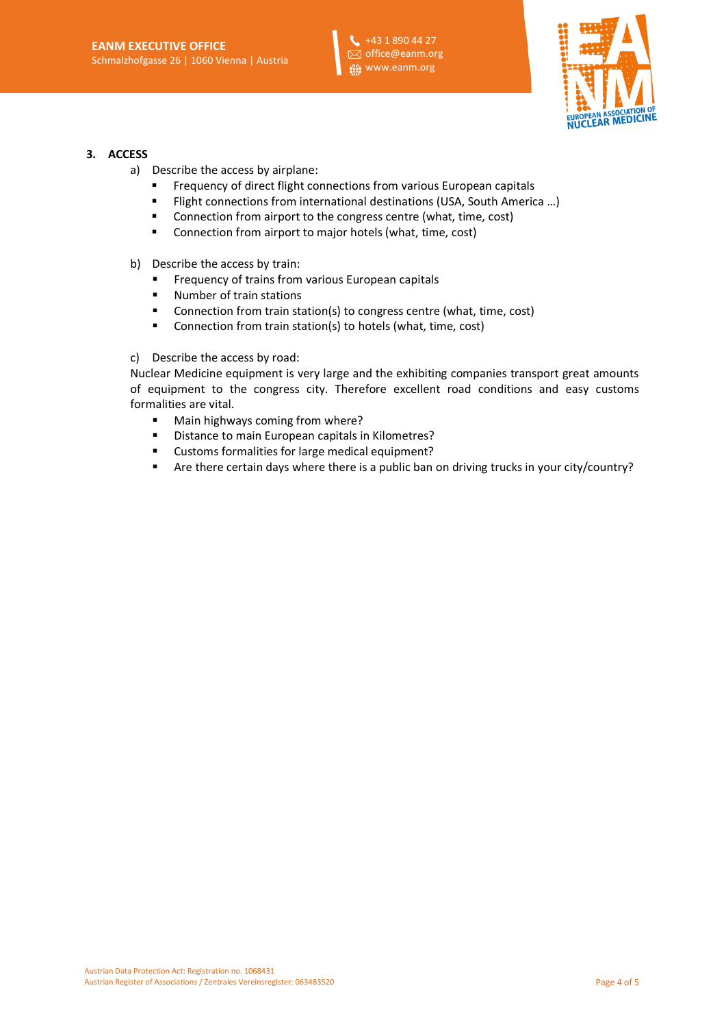## 3. ACCESS

a) Describe the access by airplane:

- Frequency of direct flight connections from various European capitals
- Flight connections from international destinations (USA, South America …)
- Connection from airport to the congress centre (what, time, cost)
- Connection from airport to major hotels (what, time, cost)

b) Describe the access by train:

- Frequency of trains from various European capitals
- Number of train stations
- Connection from train station(s) to congress centre (what, time, cost)
- Connection from train station(s) to hotels (what, time, cost)

c) Describe the access by road:

Nuclear Medicine equipment is very large and the exhibiting companies transport great amounts of equipment to the congress city. Therefore excellent road conditions and easy customs formalities are vital.

- Main highways coming from where?
- Distance to main European capitals in Kilometres?
- Customs formalities for large medical equipment?
- Are there certain days where there is a public ban on driving trucks in your city/country?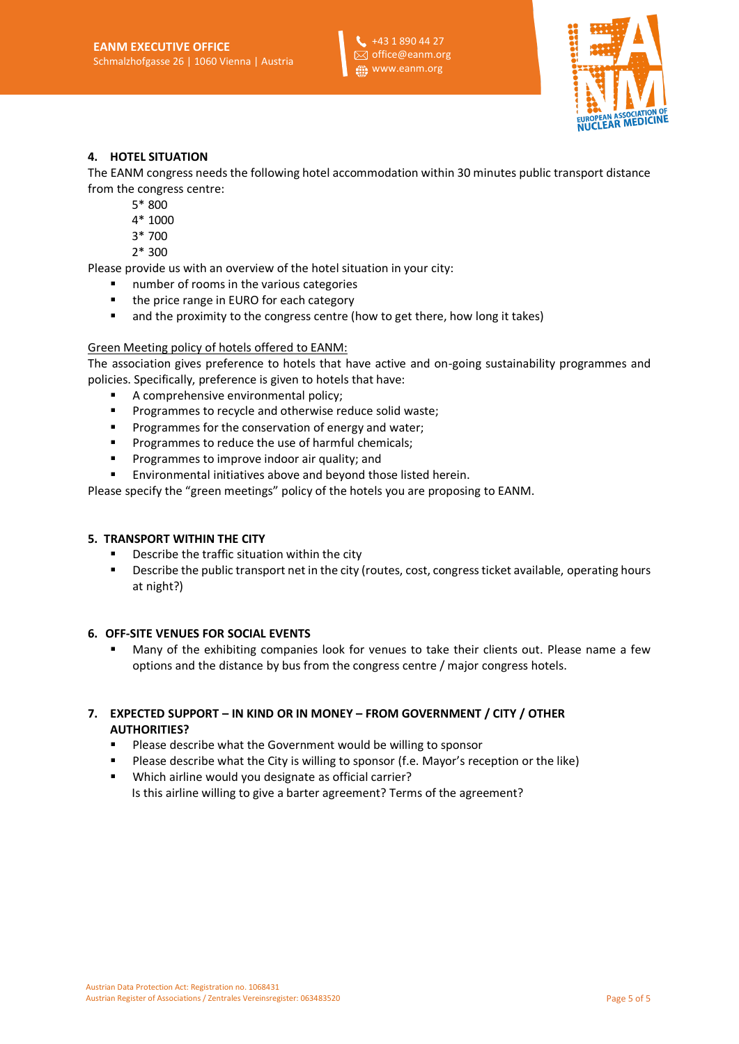## 4. HOTEL SITUATION

The EANM congress needs the following hotel accommodation within 30 minutes public transport distance from the congress centre:

5* 800
4* 1000
3* 700
2* 300

Please provide us with an overview of the hotel situation in your city:

- number of rooms in the various categories
- the price range in EURO for each category
- and the proximity to the congress centre (how to get there, how long it takes)

<u>Green Meeting policy of hotels offered to EANM:</u>

The association gives preference to hotels that have active and on-going sustainability programmes and policies. Specifically, preference is given to hotels that have:

- A comprehensive environmental policy;
- Programmes to recycle and otherwise reduce solid waste;
- Programmes for the conservation of energy and water;
- Programmes to reduce the use of harmful chemicals;
- Programmes to improve indoor air quality; and
- Environmental initiatives above and beyond those listed herein.

Please specify the "green meetings" policy of the hotels you are proposing to EANM.

## 5. TRANSPORT WITHIN THE CITY

- Describe the traffic situation within the city
- Describe the public transport net in the city (routes, cost, congress ticket available, operating hours at night?)

## 6. OFF-SITE VENUES FOR SOCIAL EVENTS

- Many of the exhibiting companies look for venues to take their clients out. Please name a few options and the distance by bus from the congress centre / major congress hotels.

## 7. EXPECTED SUPPORT – IN KIND OR IN MONEY – FROM GOVERNMENT / CITY / OTHER AUTHORITIES?

- Please describe what the Government would be willing to sponsor
- Please describe what the City is willing to sponsor (f.e. Mayor's reception or the like)
- Which airline would you designate as official carrier?
  Is this airline willing to give a barter agreement? Terms of the agreement?